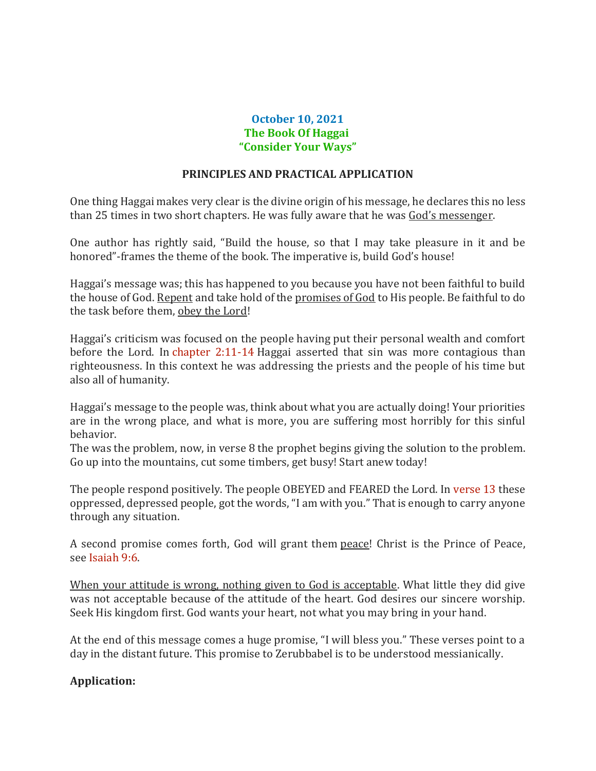**October 10, 2021**
**The Book Of Haggai**
**"Consider Your Ways"**

**PRINCIPLES AND PRACTICAL APPLICATION**

One thing Haggai makes very clear is the divine origin of his message, he declares this no less than 25 times in two short chapters. He was fully aware that he was God's messenger.

One author has rightly said, "Build the house, so that I may take pleasure in it and be honored"-frames the theme of the book. The imperative is, build God's house!

Haggai's message was; this has happened to you because you have not been faithful to build the house of God. Repent and take hold of the promises of God to His people. Be faithful to do the task before them, obey the Lord!

Haggai's criticism was focused on the people having put their personal wealth and comfort before the Lord. In chapter 2:11-14 Haggai asserted that sin was more contagious than righteousness. In this context he was addressing the priests and the people of his time but also all of humanity.

Haggai's message to the people was, think about what you are actually doing! Your priorities are in the wrong place, and what is more, you are suffering most horribly for this sinful behavior.
The was the problem, now, in verse 8 the prophet begins giving the solution to the problem. Go up into the mountains, cut some timbers, get busy! Start anew today!

The people respond positively. The people OBEYED and FEARED the Lord. In verse 13 these oppressed, depressed people, got the words, "I am with you." That is enough to carry anyone through any situation.

A second promise comes forth, God will grant them peace! Christ is the Prince of Peace, see Isaiah 9:6.

When your attitude is wrong, nothing given to God is acceptable. What little they did give was not acceptable because of the attitude of the heart. God desires our sincere worship. Seek His kingdom first. God wants your heart, not what you may bring in your hand.

At the end of this message comes a huge promise, "I will bless you." These verses point to a day in the distant future. This promise to Zerubbabel is to be understood messianically.

**Application:**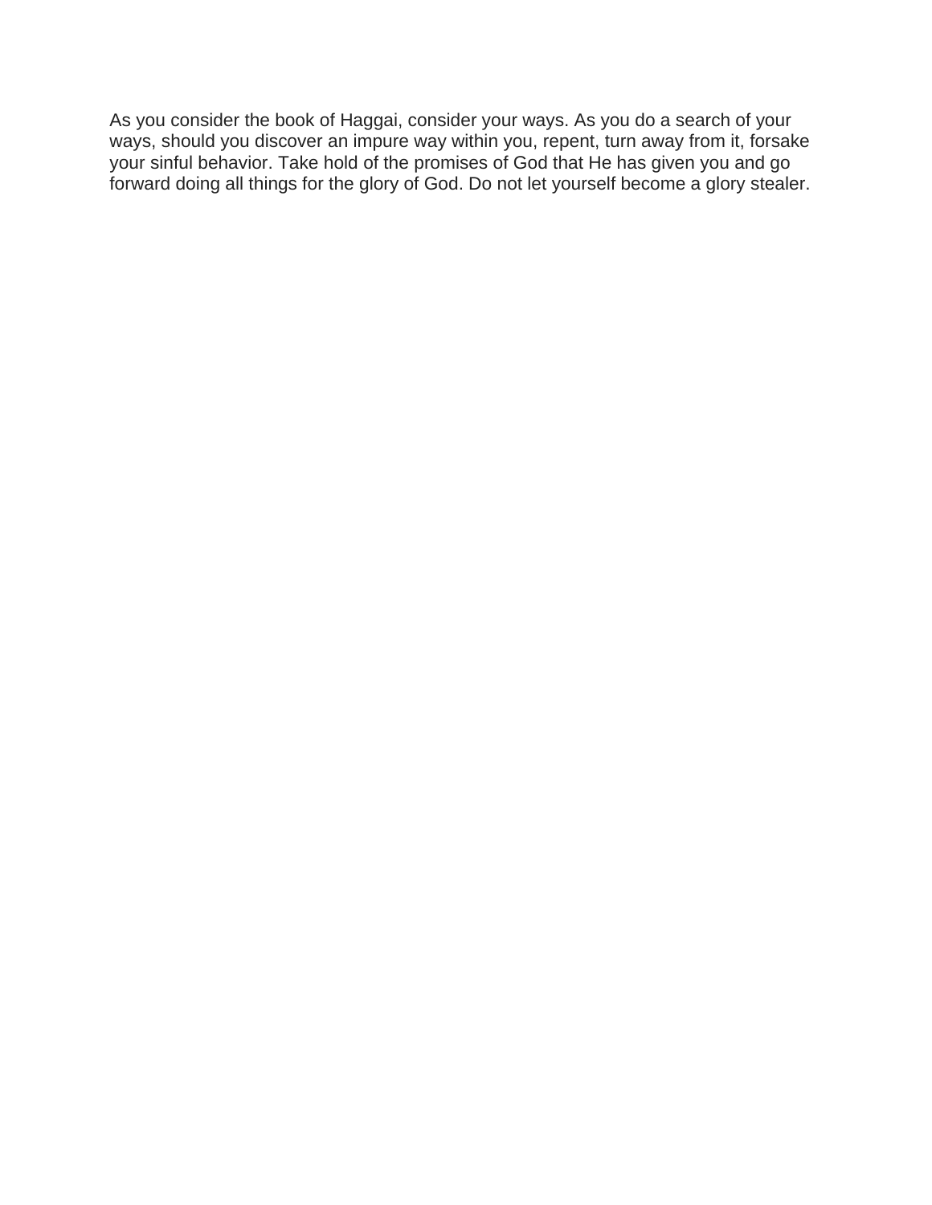As you consider the book of Haggai, consider your ways. As you do a search of your ways, should you discover an impure way within you, repent, turn away from it, forsake your sinful behavior. Take hold of the promises of God that He has given you and go forward doing all things for the glory of God. Do not let yourself become a glory stealer.